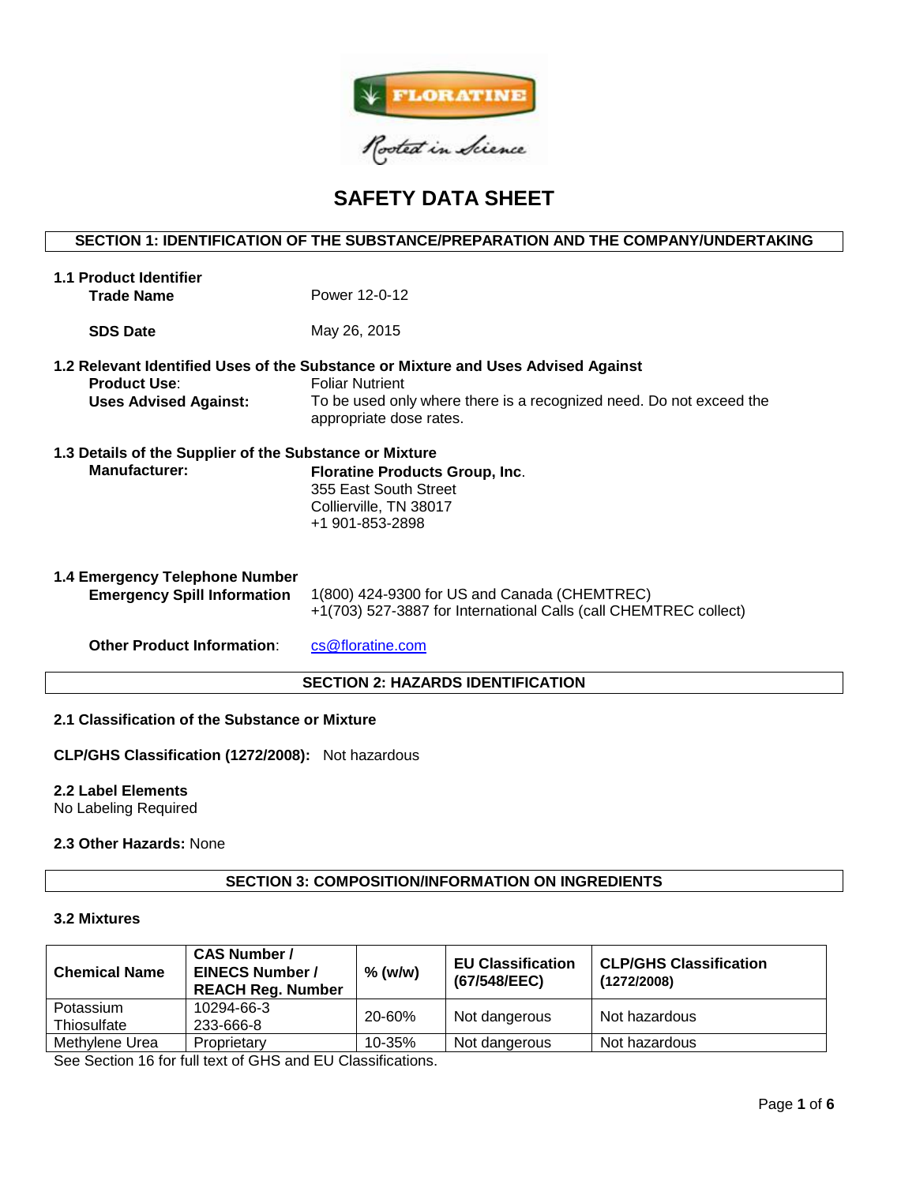# SAFETY DATA SHEET

## SECTION 1: IDENTIFICATION OF THE SUBSTANCE/PREPARATION AND THE COMPANY/UNDERTAKING

### 1.1 Product Identifier

**Trade Name** Power 12-0-12

**SDS Date** May 26, 2015

### 1.2 Relevant Identified Uses of the Substance or Mixture and Uses Advised Against

**Product Use**: Foliar Nutrient

**Uses Advised Against:** To be used only where there is a recognized need. Do not exceed the appropriate dose rates.

### 1.3 Details of the Supplier of the Substance or Mixture

**Manufacturer:**
**Floratine Products Group, Inc**.
355 East South Street
Collierville, TN 38017
+1 901-853-2898

### 1.4 Emergency Telephone Number

**Emergency Spill Information** 1(800) 424-9300 for US and Canada (CHEMTREC)
+1(703) 527-3887 for International Calls (call CHEMTREC collect)

**Other Product Information**: cs@floratine.com

## SECTION 2: HAZARDS IDENTIFICATION

### 2.1 Classification of the Substance or Mixture

**CLP/GHS Classification (1272/2008):** Not hazardous

### 2.2 Label Elements

No Labeling Required

**2.3 Other Hazards:** None

## SECTION 3: COMPOSITION/INFORMATION ON INGREDIENTS

### 3.2 Mixtures

| Chemical Name | CAS Number / EINECS Number / REACH Reg. Number | % (w/w) | EU Classification (67/548/EEC) | CLP/GHS Classification (1272/2008) |
|---|---|---|---|---|
| Potassium Thiosulfate | 10294-66-3 233-666-8 | 20-60% | Not dangerous | Not hazardous |
| Methylene Urea | Proprietary | 10-35% | Not dangerous | Not hazardous |

See Section 16 for full text of GHS and EU Classifications.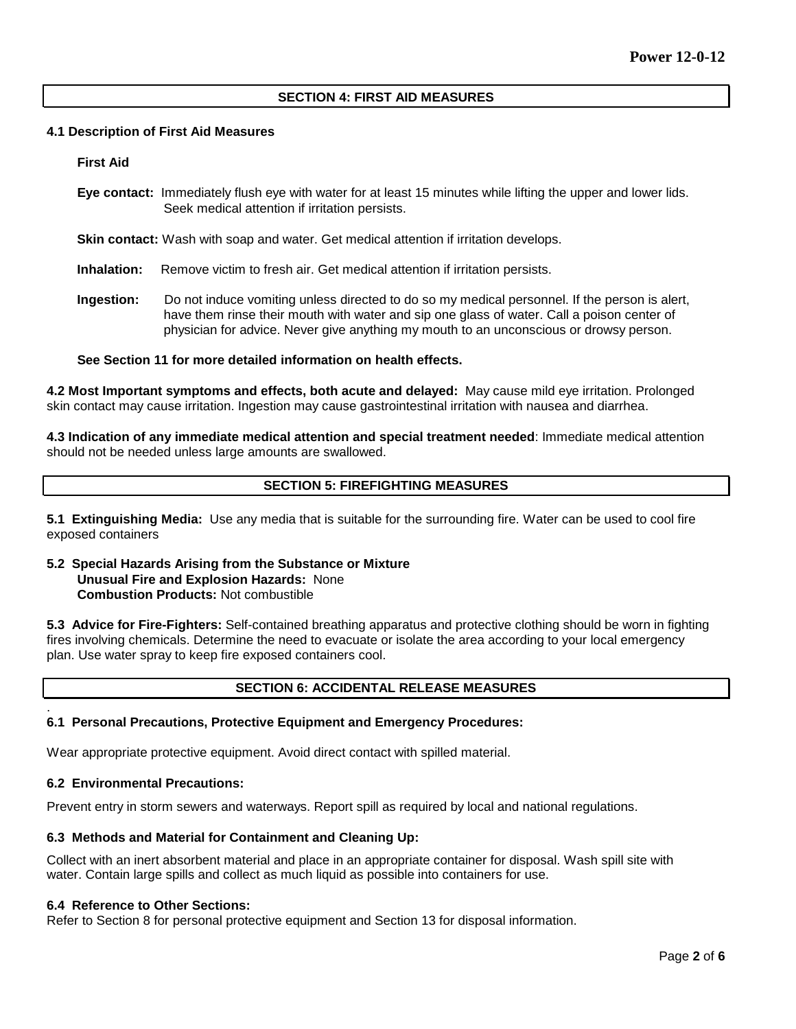## SECTION 4: FIRST AID MEASURES

### 4.1 Description of First Aid Measures

**First Aid**

**Eye contact:** Immediately flush eye with water for at least 15 minutes while lifting the upper and lower lids. Seek medical attention if irritation persists.

**Skin contact:** Wash with soap and water. Get medical attention if irritation develops.

**Inhalation:** Remove victim to fresh air. Get medical attention if irritation persists.

**Ingestion:** Do not induce vomiting unless directed to do so my medical personnel. If the person is alert, have them rinse their mouth with water and sip one glass of water. Call a poison center of physician for advice. Never give anything my mouth to an unconscious or drowsy person.

**See Section 11 for more detailed information on health effects.**

**4.2 Most Important symptoms and effects, both acute and delayed:** May cause mild eye irritation. Prolonged skin contact may cause irritation. Ingestion may cause gastrointestinal irritation with nausea and diarrhea.

**4.3 Indication of any immediate medical attention and special treatment needed**: Immediate medical attention should not be needed unless large amounts are swallowed.

## SECTION 5: FIREFIGHTING MEASURES

**5.1 Extinguishing Media:** Use any media that is suitable for the surrounding fire. Water can be used to cool fire exposed containers

**5.2 Special Hazards Arising from the Substance or Mixture**
**Unusual Fire and Explosion Hazards:** None
**Combustion Products:** Not combustible

**5.3 Advice for Fire-Fighters:** Self-contained breathing apparatus and protective clothing should be worn in fighting fires involving chemicals. Determine the need to evacuate or isolate the area according to your local emergency plan. Use water spray to keep fire exposed containers cool.

## SECTION 6: ACCIDENTAL RELEASE MEASURES

### 6.1 Personal Precautions, Protective Equipment and Emergency Procedures:

Wear appropriate protective equipment. Avoid direct contact with spilled material.

### 6.2 Environmental Precautions:

Prevent entry in storm sewers and waterways. Report spill as required by local and national regulations.

### 6.3 Methods and Material for Containment and Cleaning Up:

Collect with an inert absorbent material and place in an appropriate container for disposal. Wash spill site with water. Contain large spills and collect as much liquid as possible into containers for use.

### 6.4 Reference to Other Sections:

Refer to Section 8 for personal protective equipment and Section 13 for disposal information.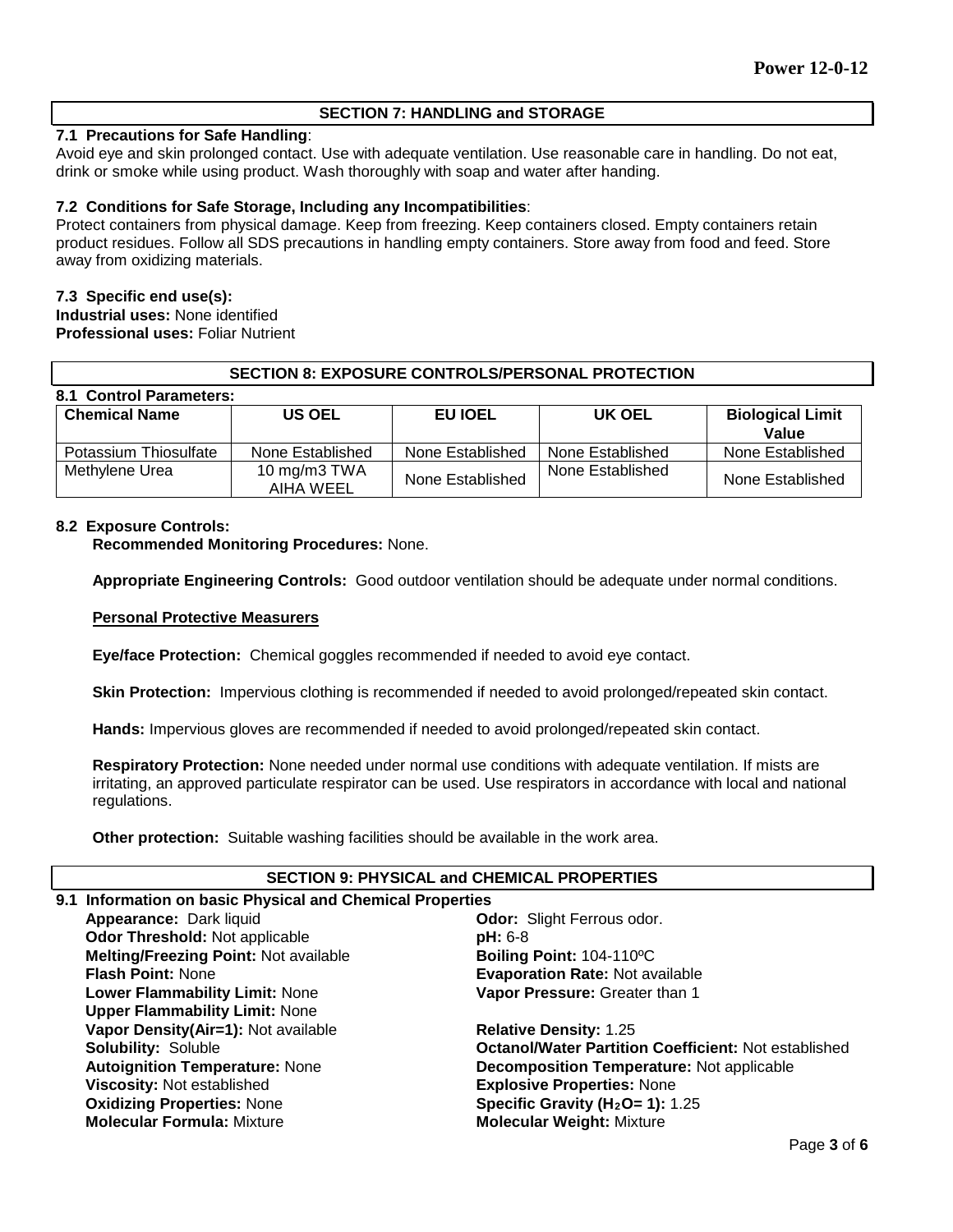## SECTION 7: HANDLING and STORAGE

**7.1 Precautions for Safe Handling**:

Avoid eye and skin prolonged contact. Use with adequate ventilation. Use reasonable care in handling. Do not eat, drink or smoke while using product. Wash thoroughly with soap and water after handing.

**7.2 Conditions for Safe Storage, Including any Incompatibilities**:

Protect containers from physical damage. Keep from freezing. Keep containers closed. Empty containers retain product residues. Follow all SDS precautions in handling empty containers. Store away from food and feed. Store away from oxidizing materials.

**7.3 Specific end use(s):**

**Industrial uses:** None identified

**Professional uses:** Foliar Nutrient

## SECTION 8: EXPOSURE CONTROLS/PERSONAL PROTECTION

**8.1 Control Parameters:**

| Chemical Name | US OEL | EU IOEL | UK OEL | Biological Limit Value |
|---|---|---|---|---|
| Potassium Thiosulfate | None Established | None Established | None Established | None Established |
| Methylene Urea | 10 mg/m3 TWA AIHA WEEL | None Established | None Established | None Established |

**8.2 Exposure Controls:**

**Recommended Monitoring Procedures:** None.

**Appropriate Engineering Controls:** Good outdoor ventilation should be adequate under normal conditions.

**Personal Protective Measurers**

**Eye/face Protection:** Chemical goggles recommended if needed to avoid eye contact.

**Skin Protection:** Impervious clothing is recommended if needed to avoid prolonged/repeated skin contact.

**Hands:** Impervious gloves are recommended if needed to avoid prolonged/repeated skin contact.

**Respiratory Protection:** None needed under normal use conditions with adequate ventilation. If mists are irritating, an approved particulate respirator can be used. Use respirators in accordance with local and national regulations.

**Other protection:** Suitable washing facilities should be available in the work area.

## SECTION 9: PHYSICAL and CHEMICAL PROPERTIES

**9.1 Information on basic Physical and Chemical Properties**

**Appearance:** Dark liquid
**Odor:** Slight Ferrous odor.
**Odor Threshold:** Not applicable
**pH:** 6-8
**Melting/Freezing Point:** Not available
**Boiling Point:** 104-110ºC
**Flash Point:** None
**Evaporation Rate:** Not available
**Lower Flammability Limit:** None
**Vapor Pressure:** Greater than 1
**Upper Flammability Limit:** None
**Vapor Density(Air=1):** Not available
**Relative Density:** 1.25
**Solubility:** Soluble
**Octanol/Water Partition Coefficient:** Not established
**Autoignition Temperature:** None
**Decomposition Temperature:** Not applicable
**Viscosity:** Not established
**Explosive Properties:** None
**Oxidizing Properties:** None
**Specific Gravity ($H_2O$= 1):** 1.25
**Molecular Formula:** Mixture
**Molecular Weight:** Mixture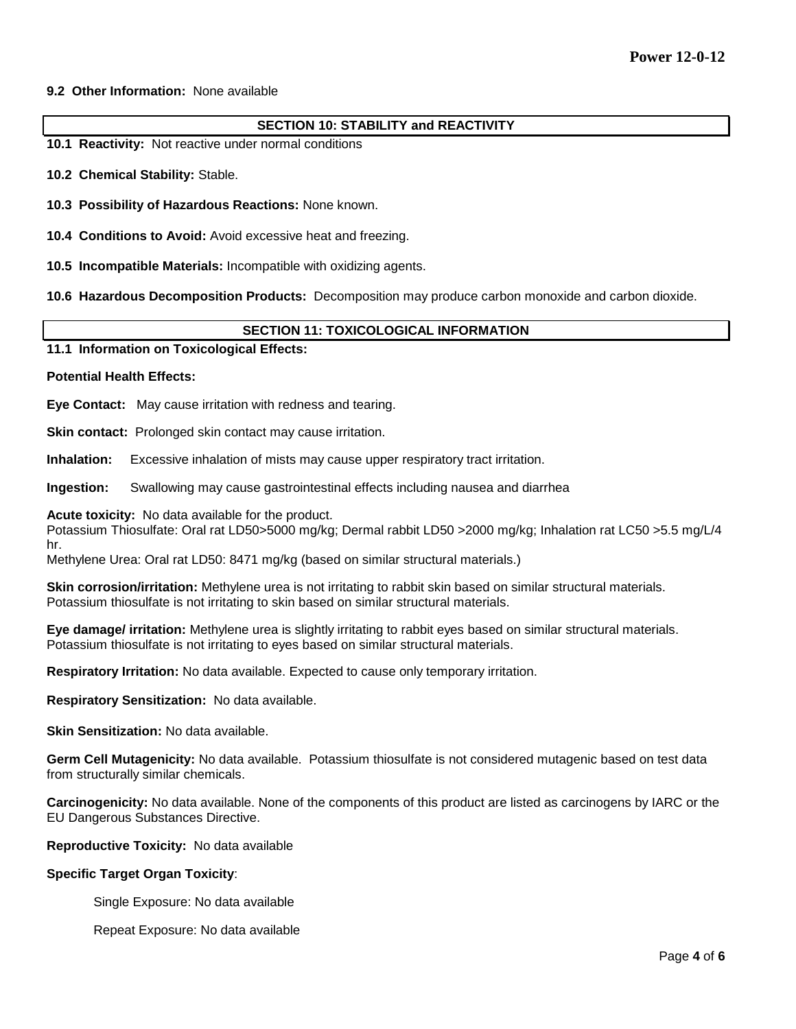**9.2 Other Information:** None available

## SECTION 10: STABILITY and REACTIVITY

**10.1 Reactivity:** Not reactive under normal conditions

**10.2 Chemical Stability:** Stable.

**10.3 Possibility of Hazardous Reactions:** None known.

**10.4 Conditions to Avoid:** Avoid excessive heat and freezing.

**10.5 Incompatible Materials:** Incompatible with oxidizing agents.

**10.6 Hazardous Decomposition Products:** Decomposition may produce carbon monoxide and carbon dioxide.

## SECTION 11: TOXICOLOGICAL INFORMATION

**11.1 Information on Toxicological Effects:**

**Potential Health Effects:**

**Eye Contact:** May cause irritation with redness and tearing.

**Skin contact:** Prolonged skin contact may cause irritation.

**Inhalation:** Excessive inhalation of mists may cause upper respiratory tract irritation.

**Ingestion:** Swallowing may cause gastrointestinal effects including nausea and diarrhea

**Acute toxicity:** No data available for the product.
Potassium Thiosulfate: Oral rat LD50>5000 mg/kg; Dermal rabbit LD50 >2000 mg/kg; Inhalation rat LC50 >5.5 mg/L/4 hr.
Methylene Urea: Oral rat LD50: 8471 mg/kg (based on similar structural materials.)

**Skin corrosion/irritation:** Methylene urea is not irritating to rabbit skin based on similar structural materials. Potassium thiosulfate is not irritating to skin based on similar structural materials.

**Eye damage/ irritation:** Methylene urea is slightly irritating to rabbit eyes based on similar structural materials. Potassium thiosulfate is not irritating to eyes based on similar structural materials.

**Respiratory Irritation:** No data available. Expected to cause only temporary irritation.

**Respiratory Sensitization:** No data available.

**Skin Sensitization:** No data available.

**Germ Cell Mutagenicity:** No data available. Potassium thiosulfate is not considered mutagenic based on test data from structurally similar chemicals.

**Carcinogenicity:** No data available. None of the components of this product are listed as carcinogens by IARC or the EU Dangerous Substances Directive.

**Reproductive Toxicity:** No data available

**Specific Target Organ Toxicity**:

Single Exposure: No data available

Repeat Exposure: No data available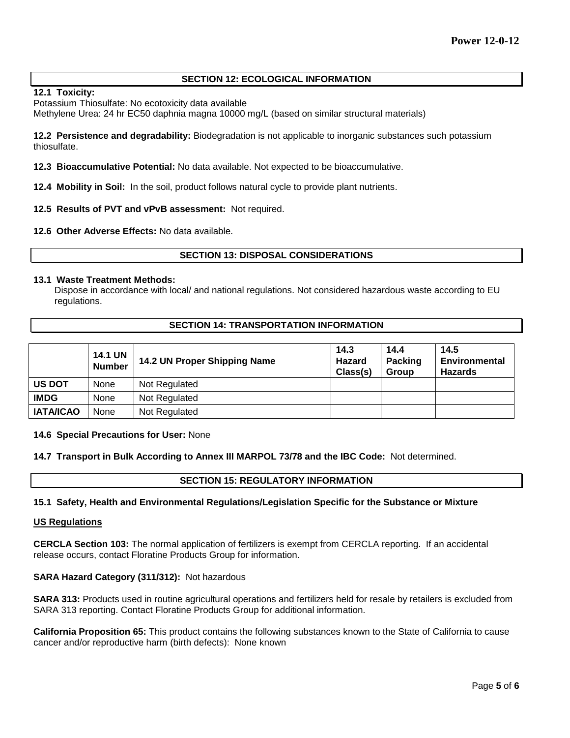## SECTION 12: ECOLOGICAL INFORMATION

**12.1 Toxicity:**
Potassium Thiosulfate: No ecotoxicity data available
Methylene Urea: 24 hr EC50 daphnia magna 10000 mg/L (based on similar structural materials)

**12.2 Persistence and degradability:** Biodegradation is not applicable to inorganic substances such potassium thiosulfate.

**12.3 Bioaccumulative Potential:** No data available. Not expected to be bioaccumulative.

**12.4 Mobility in Soil:** In the soil, product follows natural cycle to provide plant nutrients.

**12.5 Results of PVT and vPvB assessment:** Not required.

**12.6 Other Adverse Effects:** No data available.

## SECTION 13: DISPOSAL CONSIDERATIONS

**13.1 Waste Treatment Methods:**
Dispose in accordance with local/ and national regulations. Not considered hazardous waste according to EU regulations.

## SECTION 14: TRANSPORTATION INFORMATION

| | 14.1 UN Number | 14.2 UN Proper Shipping Name | 14.3 Hazard Class(s) | 14.4 Packing Group | 14.5 Environmental Hazards |
|---|---|---|---|---|---|
| **US DOT** | None | Not Regulated | | | |
| **IMDG** | None | Not Regulated | | | |
| **IATA/ICAO** | None | Not Regulated | | | |

**14.6 Special Precautions for User:** None

**14.7 Transport in Bulk According to Annex III MARPOL 73/78 and the IBC Code:** Not determined.

## SECTION 15: REGULATORY INFORMATION

**15.1 Safety, Health and Environmental Regulations/Legislation Specific for the Substance or Mixture**

**US Regulations**

**CERCLA Section 103:** The normal application of fertilizers is exempt from CERCLA reporting. If an accidental release occurs, contact Floratine Products Group for information.

**SARA Hazard Category (311/312):** Not hazardous

**SARA 313:** Products used in routine agricultural operations and fertilizers held for resale by retailers is excluded from SARA 313 reporting. Contact Floratine Products Group for additional information.

**California Proposition 65:** This product contains the following substances known to the State of California to cause cancer and/or reproductive harm (birth defects): None known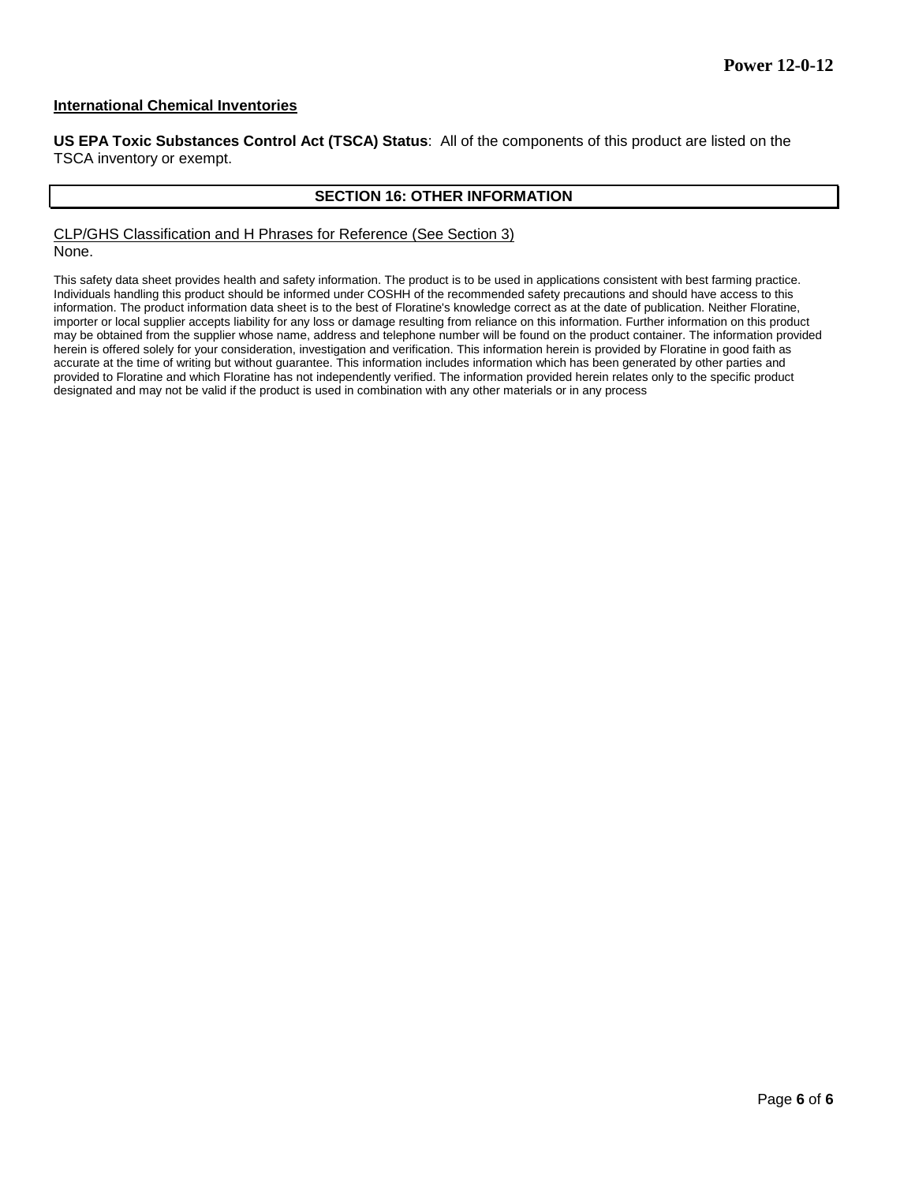**International Chemical Inventories**

**US EPA Toxic Substances Control Act (TSCA) Status**: All of the components of this product are listed on the TSCA inventory or exempt.

## SECTION 16: OTHER INFORMATION

CLP/GHS Classification and H Phrases for Reference (See Section 3)
None.

This safety data sheet provides health and safety information. The product is to be used in applications consistent with best farming practice. Individuals handling this product should be informed under COSHH of the recommended safety precautions and should have access to this information. The product information data sheet is to the best of Floratine's knowledge correct as at the date of publication. Neither Floratine, importer or local supplier accepts liability for any loss or damage resulting from reliance on this information. Further information on this product may be obtained from the supplier whose name, address and telephone number will be found on the product container. The information provided herein is offered solely for your consideration, investigation and verification. This information herein is provided by Floratine in good faith as accurate at the time of writing but without guarantee. This information includes information which has been generated by other parties and provided to Floratine and which Floratine has not independently verified. The information provided herein relates only to the specific product designated and may not be valid if the product is used in combination with any other materials or in any process